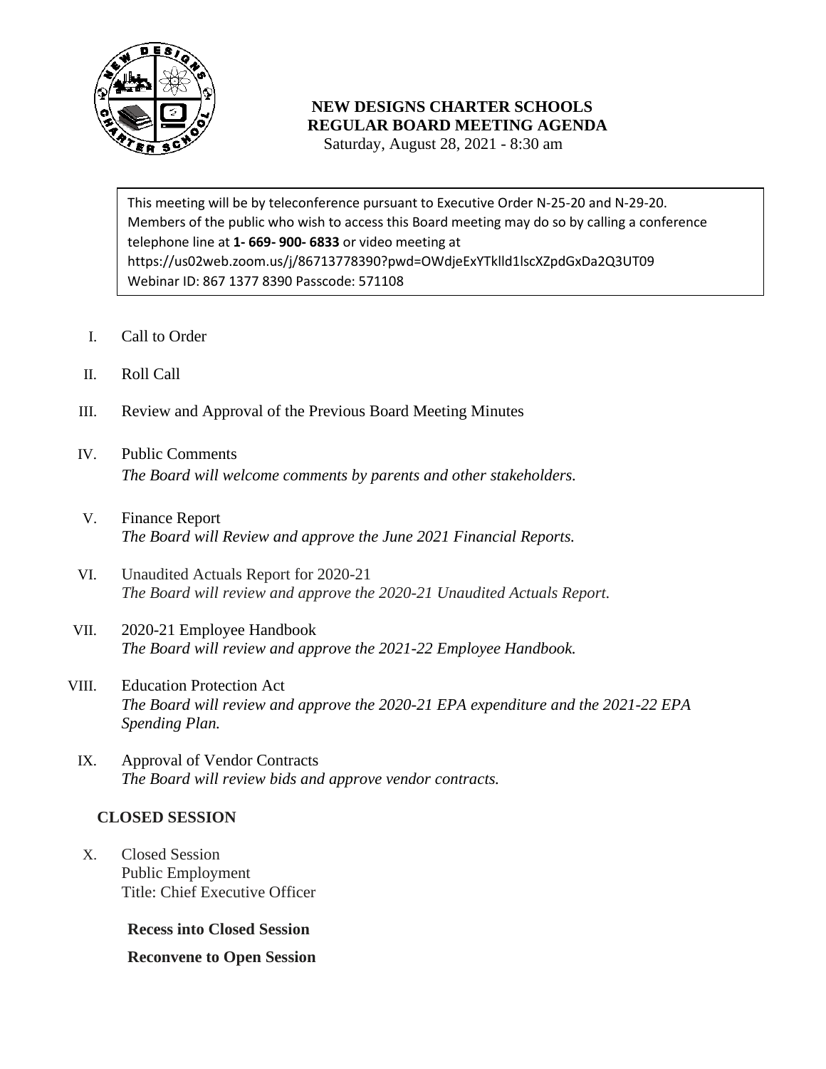# NEW DESIGNS CHARTER SCHOOLS
## REGULAR BOARD MEETING AGENDA

Saturday, August 28, 2021 - 8:30 am

This meeting will be by teleconference pursuant to Executive Order N-25-20 and N-29-20. Members of the public who wish to access this Board meeting may do so by calling a conference telephone line at **1- 669- 900- 6833** or video meeting at https://us02web.zoom.us/j/86713778390?pwd=OWdjeExYTklld1lscXZpdGxDa2Q3UT09
Webinar ID: 867 1377 8390 Passcode: 571108

I. Call to Order

II. Roll Call

III. Review and Approval of the Previous Board Meeting Minutes

IV. Public Comments
*The Board will welcome comments by parents and other stakeholders.*

V. Finance Report
*The Board will Review and approve the June 2021 Financial Reports.*

VI. Unaudited Actuals Report for 2020-21
*The Board will review and approve the 2020-21 Unaudited Actuals Report.*

VII. 2020-21 Employee Handbook
*The Board will review and approve the 2021-22 Employee Handbook.*

VIII. Education Protection Act
*The Board will review and approve the 2020-21 EPA expenditure and the 2021-22 EPA Spending Plan.*

IX. Approval of Vendor Contracts
*The Board will review bids and approve vendor contracts.*

**CLOSED SESSION**

X. Closed Session
Public Employment
Title: Chief Executive Officer

**Recess into Closed Session**

**Reconvene to Open Session**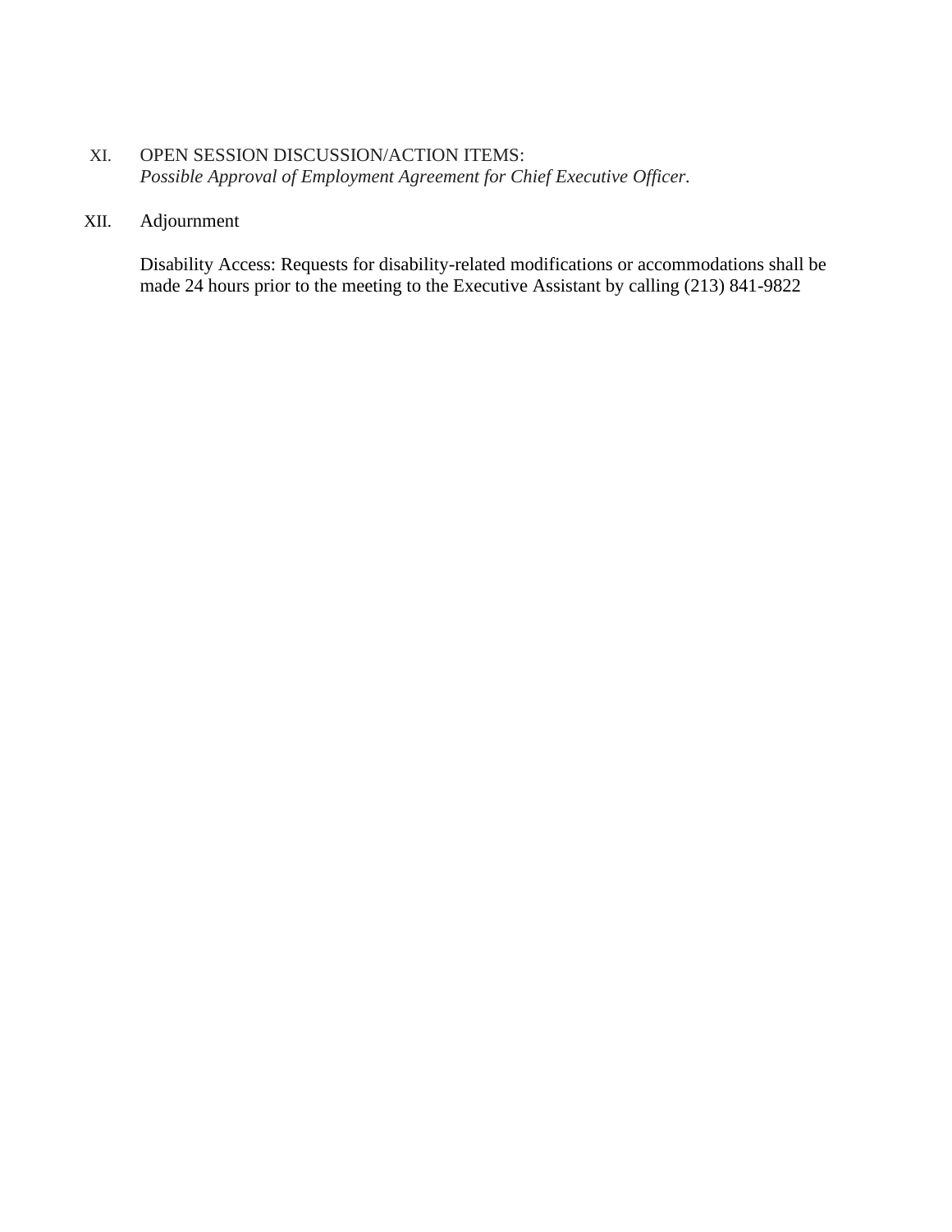XI. OPEN SESSION DISCUSSION/ACTION ITEMS:
*Possible Approval of Employment Agreement for Chief Executive Officer*.

XII. Adjournment

Disability Access: Requests for disability-related modifications or accommodations shall be made 24 hours prior to the meeting to the Executive Assistant by calling (213) 841-9822